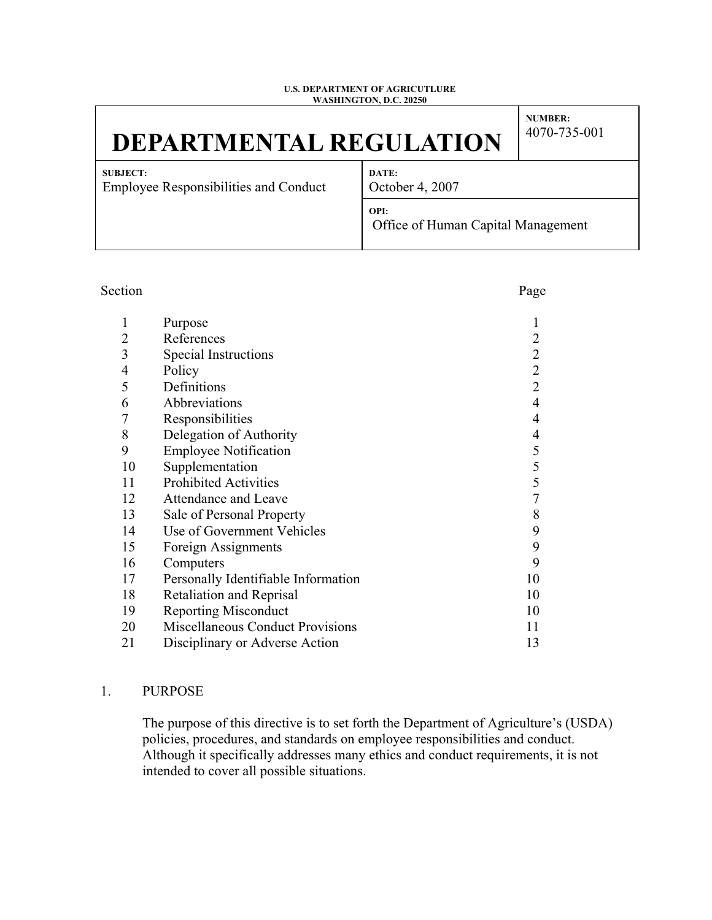U.S. DEPARTMENT OF AGRICUTLURE
WASHINGTON, D.C. 20250

| # DEPARTMENTAL REGULATION | | **NUMBER:** 4070-735-001 |
|---|---|---|
| **SUBJECT:** Employee Responsibilities and Conduct | **DATE:** October 4, 2007 | |
| | **OPI:** Office of Human Capital Management | |

| Section | | Page |
|---|---|---|
| 1 | Purpose | 1 |
| 2 | References | 2 |
| 3 | Special Instructions | 2 |
| 4 | Policy | 2 |
| 5 | Definitions | 2 |
| 6 | Abbreviations | 4 |
| 7 | Responsibilities | 4 |
| 8 | Delegation of Authority | 4 |
| 9 | Employee Notification | 5 |
| 10 | Supplementation | 5 |
| 11 | Prohibited Activities | 5 |
| 12 | Attendance and Leave | 7 |
| 13 | Sale of Personal Property | 8 |
| 14 | Use of Government Vehicles | 9 |
| 15 | Foreign Assignments | 9 |
| 16 | Computers | 9 |
| 17 | Personally Identifiable Information | 10 |
| 18 | Retaliation and Reprisal | 10 |
| 19 | Reporting Misconduct | 10 |
| 20 | Miscellaneous Conduct Provisions | 11 |
| 21 | Disciplinary or Adverse Action | 13 |

## 1. PURPOSE

The purpose of this directive is to set forth the Department of Agriculture's (USDA) policies, procedures, and standards on employee responsibilities and conduct. Although it specifically addresses many ethics and conduct requirements, it is not intended to cover all possible situations.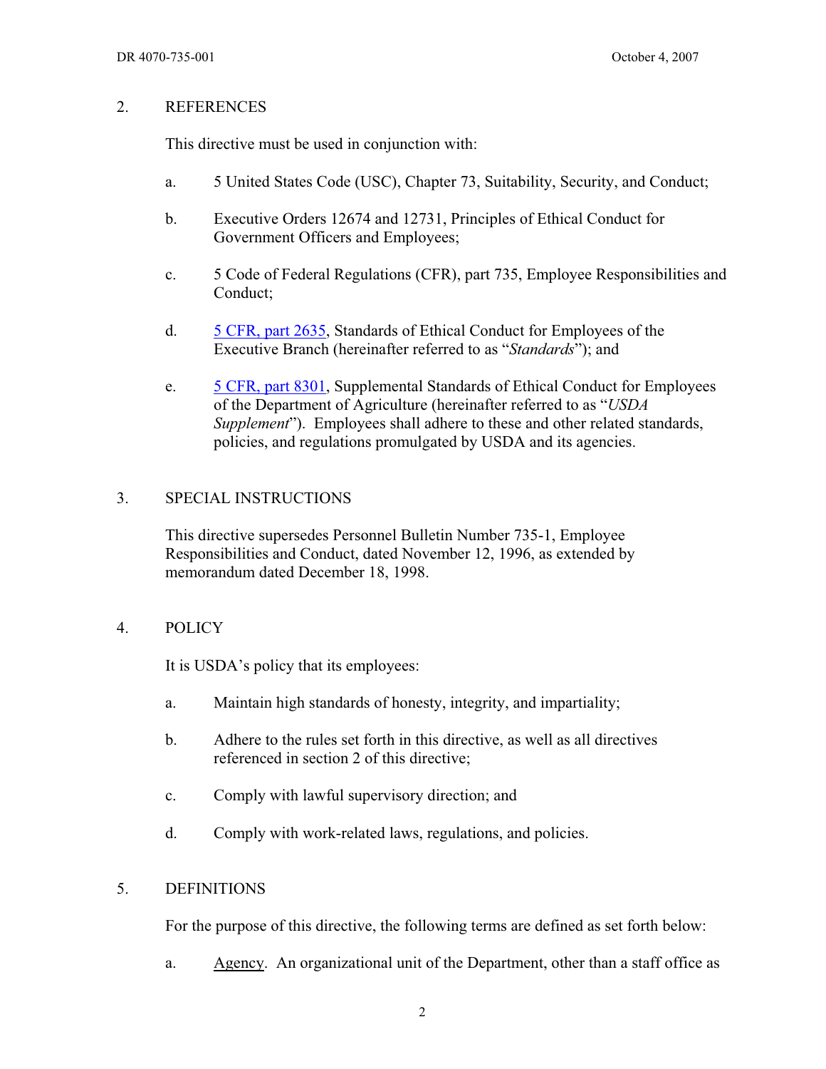## 2. REFERENCES

This directive must be used in conjunction with:

a. 5 United States Code (USC), Chapter 73, Suitability, Security, and Conduct;

b. Executive Orders 12674 and 12731, Principles of Ethical Conduct for Government Officers and Employees;

c. 5 Code of Federal Regulations (CFR), part 735, Employee Responsibilities and Conduct;

d. 5 CFR, part 2635, Standards of Ethical Conduct for Employees of the Executive Branch (hereinafter referred to as "*Standards*"); and

e. 5 CFR, part 8301, Supplemental Standards of Ethical Conduct for Employees of the Department of Agriculture (hereinafter referred to as "*USDA Supplement*"). Employees shall adhere to these and other related standards, policies, and regulations promulgated by USDA and its agencies.

## 3. SPECIAL INSTRUCTIONS

This directive supersedes Personnel Bulletin Number 735-1, Employee Responsibilities and Conduct, dated November 12, 1996, as extended by memorandum dated December 18, 1998.

## 4. POLICY

It is USDA's policy that its employees:

a. Maintain high standards of honesty, integrity, and impartiality;

b. Adhere to the rules set forth in this directive, as well as all directives referenced in section 2 of this directive;

c. Comply with lawful supervisory direction; and

d. Comply with work-related laws, regulations, and policies.

## 5. DEFINITIONS

For the purpose of this directive, the following terms are defined as set forth below:

a. Agency. An organizational unit of the Department, other than a staff office as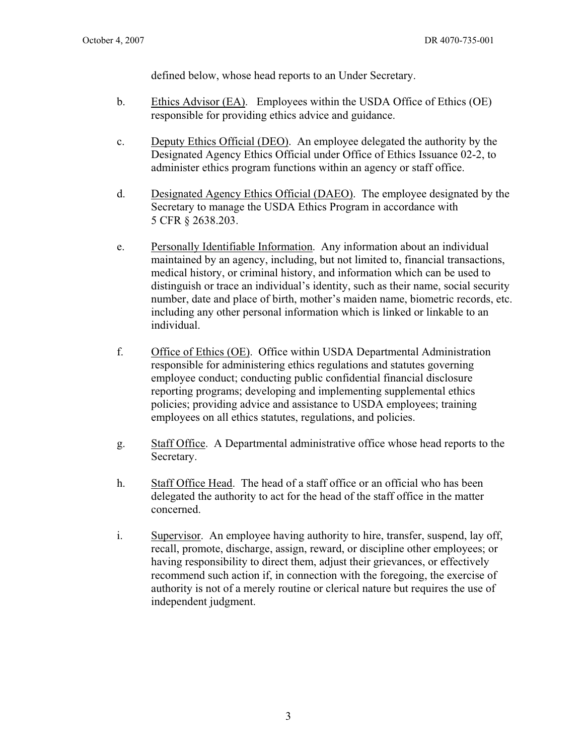defined below, whose head reports to an Under Secretary.

b. Ethics Advisor (EA). Employees within the USDA Office of Ethics (OE) responsible for providing ethics advice and guidance.

c. Deputy Ethics Official (DEO). An employee delegated the authority by the Designated Agency Ethics Official under Office of Ethics Issuance 02-2, to administer ethics program functions within an agency or staff office.

d. Designated Agency Ethics Official (DAEO). The employee designated by the Secretary to manage the USDA Ethics Program in accordance with 5 CFR § 2638.203.

e. Personally Identifiable Information. Any information about an individual maintained by an agency, including, but not limited to, financial transactions, medical history, or criminal history, and information which can be used to distinguish or trace an individual's identity, such as their name, social security number, date and place of birth, mother's maiden name, biometric records, etc. including any other personal information which is linked or linkable to an individual.

f. Office of Ethics (OE). Office within USDA Departmental Administration responsible for administering ethics regulations and statutes governing employee conduct; conducting public confidential financial disclosure reporting programs; developing and implementing supplemental ethics policies; providing advice and assistance to USDA employees; training employees on all ethics statutes, regulations, and policies.

g. Staff Office. A Departmental administrative office whose head reports to the Secretary.

h. Staff Office Head. The head of a staff office or an official who has been delegated the authority to act for the head of the staff office in the matter concerned.

i. Supervisor. An employee having authority to hire, transfer, suspend, lay off, recall, promote, discharge, assign, reward, or discipline other employees; or having responsibility to direct them, adjust their grievances, or effectively recommend such action if, in connection with the foregoing, the exercise of authority is not of a merely routine or clerical nature but requires the use of independent judgment.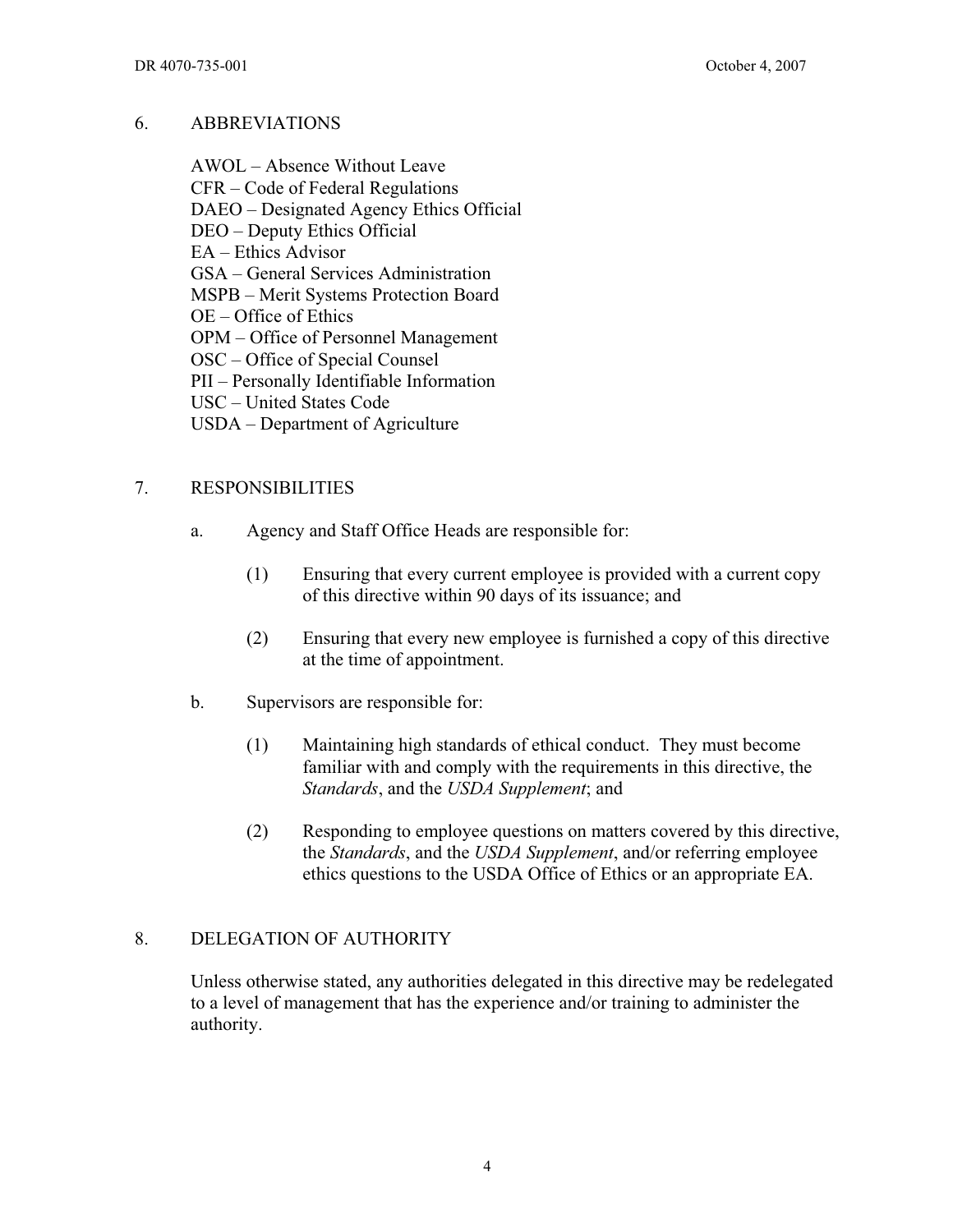## 6. ABBREVIATIONS

AWOL – Absence Without Leave
CFR – Code of Federal Regulations
DAEO – Designated Agency Ethics Official
DEO – Deputy Ethics Official
EA – Ethics Advisor
GSA – General Services Administration
MSPB – Merit Systems Protection Board
OE – Office of Ethics
OPM – Office of Personnel Management
OSC – Office of Special Counsel
PII – Personally Identifiable Information
USC – United States Code
USDA – Department of Agriculture

## 7. RESPONSIBILITIES

a. Agency and Staff Office Heads are responsible for:

(1) Ensuring that every current employee is provided with a current copy of this directive within 90 days of its issuance; and

(2) Ensuring that every new employee is furnished a copy of this directive at the time of appointment.

b. Supervisors are responsible for:

(1) Maintaining high standards of ethical conduct. They must become familiar with and comply with the requirements in this directive, the *Standards*, and the *USDA Supplement*; and

(2) Responding to employee questions on matters covered by this directive, the *Standards*, and the *USDA Supplement*, and/or referring employee ethics questions to the USDA Office of Ethics or an appropriate EA.

## 8. DELEGATION OF AUTHORITY

Unless otherwise stated, any authorities delegated in this directive may be redelegated to a level of management that has the experience and/or training to administer the authority.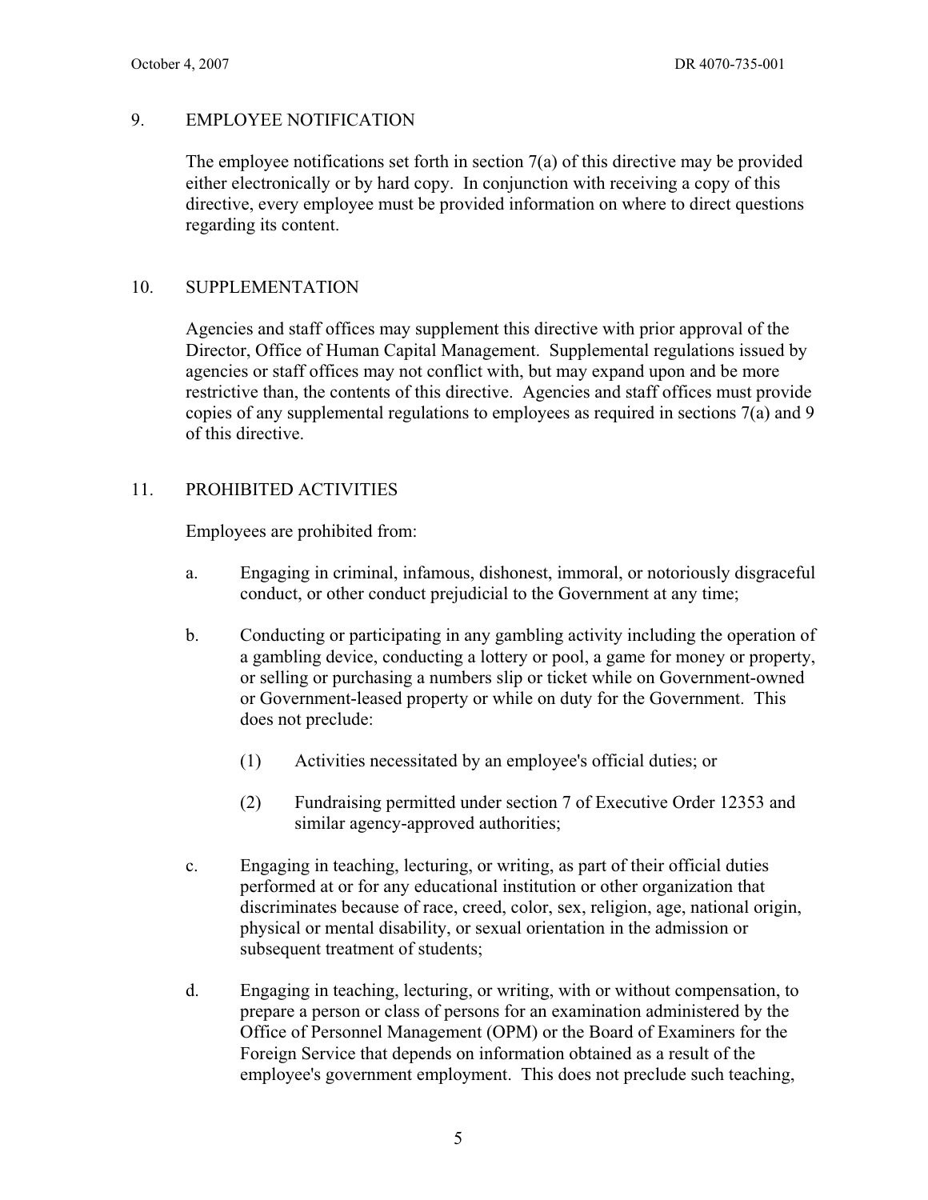## 9. EMPLOYEE NOTIFICATION

The employee notifications set forth in section 7(a) of this directive may be provided either electronically or by hard copy. In conjunction with receiving a copy of this directive, every employee must be provided information on where to direct questions regarding its content.

## 10. SUPPLEMENTATION

Agencies and staff offices may supplement this directive with prior approval of the Director, Office of Human Capital Management. Supplemental regulations issued by agencies or staff offices may not conflict with, but may expand upon and be more restrictive than, the contents of this directive. Agencies and staff offices must provide copies of any supplemental regulations to employees as required in sections 7(a) and 9 of this directive.

## 11. PROHIBITED ACTIVITIES

Employees are prohibited from:

a. Engaging in criminal, infamous, dishonest, immoral, or notoriously disgraceful conduct, or other conduct prejudicial to the Government at any time;

b. Conducting or participating in any gambling activity including the operation of a gambling device, conducting a lottery or pool, a game for money or property, or selling or purchasing a numbers slip or ticket while on Government-owned or Government-leased property or while on duty for the Government. This does not preclude:

   (1) Activities necessitated by an employee's official duties; or

   (2) Fundraising permitted under section 7 of Executive Order 12353 and similar agency-approved authorities;

c. Engaging in teaching, lecturing, or writing, as part of their official duties performed at or for any educational institution or other organization that discriminates because of race, creed, color, sex, religion, age, national origin, physical or mental disability, or sexual orientation in the admission or subsequent treatment of students;

d. Engaging in teaching, lecturing, or writing, with or without compensation, to prepare a person or class of persons for an examination administered by the Office of Personnel Management (OPM) or the Board of Examiners for the Foreign Service that depends on information obtained as a result of the employee's government employment. This does not preclude such teaching,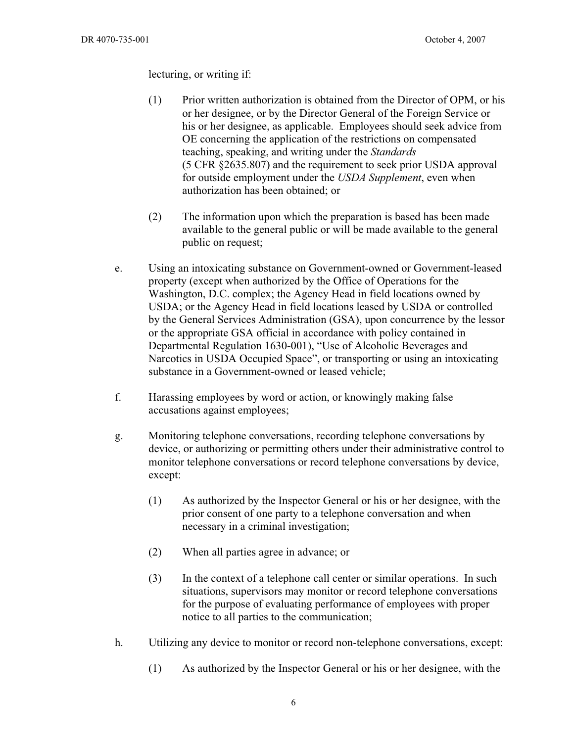lecturing, or writing if:

(1) Prior written authorization is obtained from the Director of OPM, or his or her designee, or by the Director General of the Foreign Service or his or her designee, as applicable. Employees should seek advice from OE concerning the application of the restrictions on compensated teaching, speaking, and writing under the *Standards* (5 CFR §2635.807) and the requirement to seek prior USDA approval for outside employment under the *USDA Supplement*, even when authorization has been obtained; or

(2) The information upon which the preparation is based has been made available to the general public or will be made available to the general public on request;

e. Using an intoxicating substance on Government-owned or Government-leased property (except when authorized by the Office of Operations for the Washington, D.C. complex; the Agency Head in field locations owned by USDA; or the Agency Head in field locations leased by USDA or controlled by the General Services Administration (GSA), upon concurrence by the lessor or the appropriate GSA official in accordance with policy contained in Departmental Regulation 1630-001), "Use of Alcoholic Beverages and Narcotics in USDA Occupied Space", or transporting or using an intoxicating substance in a Government-owned or leased vehicle;

f. Harassing employees by word or action, or knowingly making false accusations against employees;

g. Monitoring telephone conversations, recording telephone conversations by device, or authorizing or permitting others under their administrative control to monitor telephone conversations or record telephone conversations by device, except:

(1) As authorized by the Inspector General or his or her designee, with the prior consent of one party to a telephone conversation and when necessary in a criminal investigation;

(2) When all parties agree in advance; or

(3) In the context of a telephone call center or similar operations. In such situations, supervisors may monitor or record telephone conversations for the purpose of evaluating performance of employees with proper notice to all parties to the communication;

h. Utilizing any device to monitor or record non-telephone conversations, except:

(1) As authorized by the Inspector General or his or her designee, with the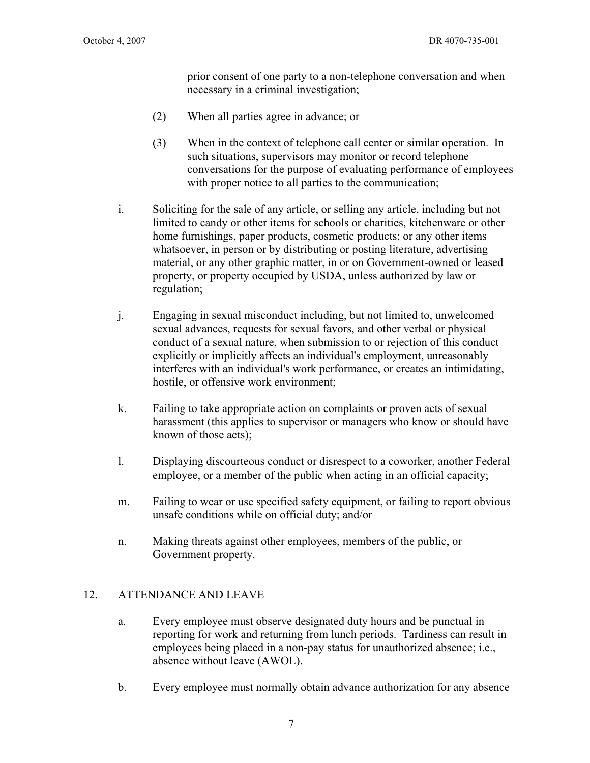prior consent of one party to a non-telephone conversation and when necessary in a criminal investigation;

(2) When all parties agree in advance; or

(3) When in the context of telephone call center or similar operation. In such situations, supervisors may monitor or record telephone conversations for the purpose of evaluating performance of employees with proper notice to all parties to the communication;

i. Soliciting for the sale of any article, or selling any article, including but not limited to candy or other items for schools or charities, kitchenware or other home furnishings, paper products, cosmetic products; or any other items whatsoever, in person or by distributing or posting literature, advertising material, or any other graphic matter, in or on Government-owned or leased property, or property occupied by USDA, unless authorized by law or regulation;

j. Engaging in sexual misconduct including, but not limited to, unwelcomed sexual advances, requests for sexual favors, and other verbal or physical conduct of a sexual nature, when submission to or rejection of this conduct explicitly or implicitly affects an individual's employment, unreasonably interferes with an individual's work performance, or creates an intimidating, hostile, or offensive work environment;

k. Failing to take appropriate action on complaints or proven acts of sexual harassment (this applies to supervisor or managers who know or should have known of those acts);

l. Displaying discourteous conduct or disrespect to a coworker, another Federal employee, or a member of the public when acting in an official capacity;

m. Failing to wear or use specified safety equipment, or failing to report obvious unsafe conditions while on official duty; and/or

n. Making threats against other employees, members of the public, or Government property.

## 12. ATTENDANCE AND LEAVE

a. Every employee must observe designated duty hours and be punctual in reporting for work and returning from lunch periods. Tardiness can result in employees being placed in a non-pay status for unauthorized absence; i.e., absence without leave (AWOL).

b. Every employee must normally obtain advance authorization for any absence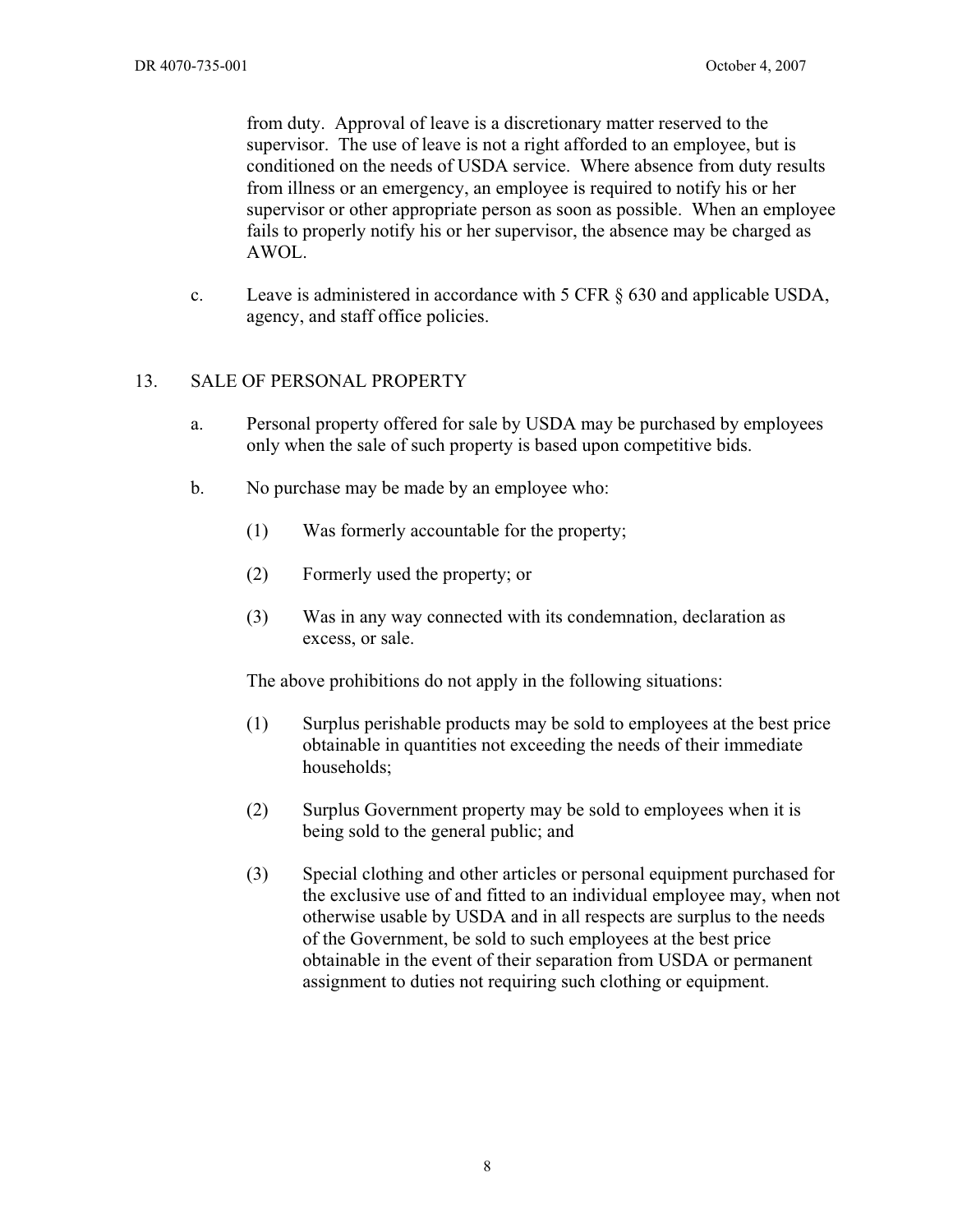from duty. Approval of leave is a discretionary matter reserved to the supervisor. The use of leave is not a right afforded to an employee, but is conditioned on the needs of USDA service. Where absence from duty results from illness or an emergency, an employee is required to notify his or her supervisor or other appropriate person as soon as possible. When an employee fails to properly notify his or her supervisor, the absence may be charged as AWOL.

c. Leave is administered in accordance with 5 CFR § 630 and applicable USDA, agency, and staff office policies.

## 13. SALE OF PERSONAL PROPERTY

a. Personal property offered for sale by USDA may be purchased by employees only when the sale of such property is based upon competitive bids.

b. No purchase may be made by an employee who:

(1) Was formerly accountable for the property;

(2) Formerly used the property; or

(3) Was in any way connected with its condemnation, declaration as excess, or sale.

The above prohibitions do not apply in the following situations:

(1) Surplus perishable products may be sold to employees at the best price obtainable in quantities not exceeding the needs of their immediate households;

(2) Surplus Government property may be sold to employees when it is being sold to the general public; and

(3) Special clothing and other articles or personal equipment purchased for the exclusive use of and fitted to an individual employee may, when not otherwise usable by USDA and in all respects are surplus to the needs of the Government, be sold to such employees at the best price obtainable in the event of their separation from USDA or permanent assignment to duties not requiring such clothing or equipment.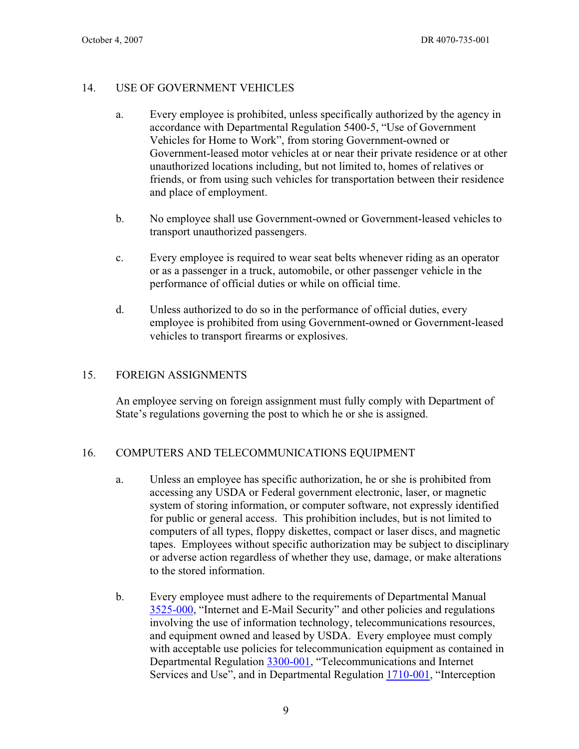## 14. USE OF GOVERNMENT VEHICLES

a. Every employee is prohibited, unless specifically authorized by the agency in accordance with Departmental Regulation 5400-5, "Use of Government Vehicles for Home to Work", from storing Government-owned or Government-leased motor vehicles at or near their private residence or at other unauthorized locations including, but not limited to, homes of relatives or friends, or from using such vehicles for transportation between their residence and place of employment.

b. No employee shall use Government-owned or Government-leased vehicles to transport unauthorized passengers.

c. Every employee is required to wear seat belts whenever riding as an operator or as a passenger in a truck, automobile, or other passenger vehicle in the performance of official duties or while on official time.

d. Unless authorized to do so in the performance of official duties, every employee is prohibited from using Government-owned or Government-leased vehicles to transport firearms or explosives.

## 15. FOREIGN ASSIGNMENTS

An employee serving on foreign assignment must fully comply with Department of State's regulations governing the post to which he or she is assigned.

## 16. COMPUTERS AND TELECOMMUNICATIONS EQUIPMENT

a. Unless an employee has specific authorization, he or she is prohibited from accessing any USDA or Federal government electronic, laser, or magnetic system of storing information, or computer software, not expressly identified for public or general access. This prohibition includes, but is not limited to computers of all types, floppy diskettes, compact or laser discs, and magnetic tapes. Employees without specific authorization may be subject to disciplinary or adverse action regardless of whether they use, damage, or make alterations to the stored information.

b. Every employee must adhere to the requirements of Departmental Manual 3525-000, "Internet and E-Mail Security" and other policies and regulations involving the use of information technology, telecommunications resources, and equipment owned and leased by USDA. Every employee must comply with acceptable use policies for telecommunication equipment as contained in Departmental Regulation 3300-001, "Telecommunications and Internet Services and Use", and in Departmental Regulation 1710-001, "Interception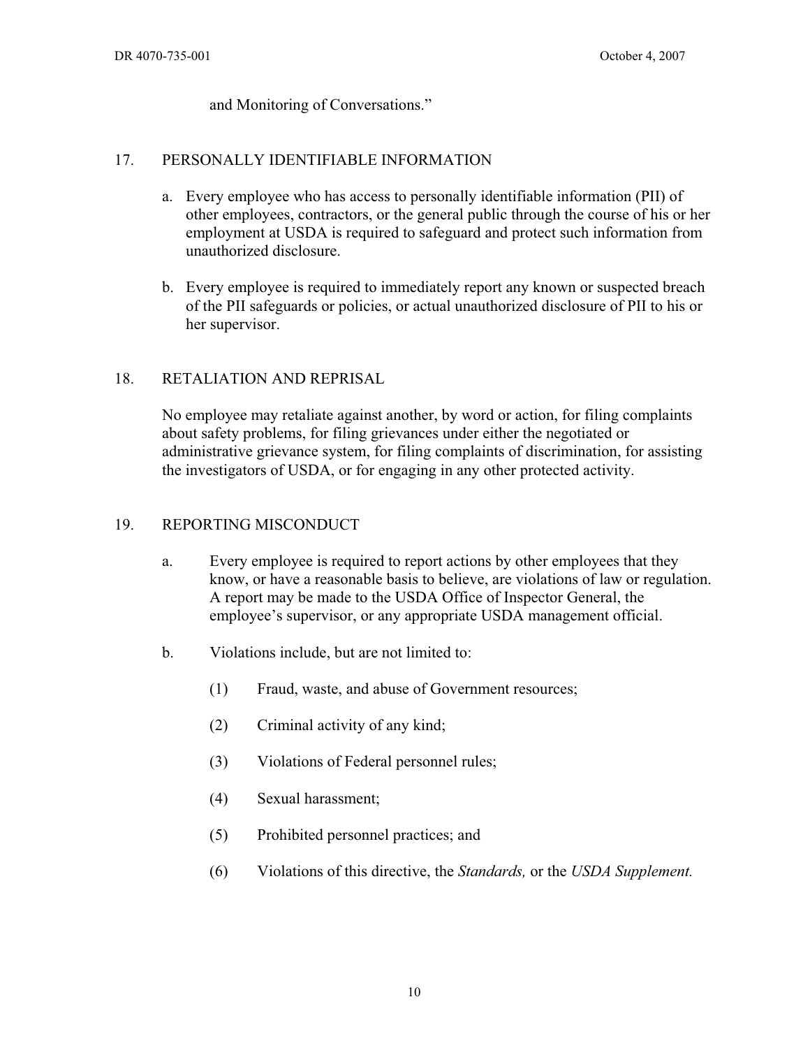and Monitoring of Conversations."

## 17. PERSONALLY IDENTIFIABLE INFORMATION

a. Every employee who has access to personally identifiable information (PII) of other employees, contractors, or the general public through the course of his or her employment at USDA is required to safeguard and protect such information from unauthorized disclosure.

b. Every employee is required to immediately report any known or suspected breach of the PII safeguards or policies, or actual unauthorized disclosure of PII to his or her supervisor.

## 18. RETALIATION AND REPRISAL

No employee may retaliate against another, by word or action, for filing complaints about safety problems, for filing grievances under either the negotiated or administrative grievance system, for filing complaints of discrimination, for assisting the investigators of USDA, or for engaging in any other protected activity.

## 19. REPORTING MISCONDUCT

a. Every employee is required to report actions by other employees that they know, or have a reasonable basis to believe, are violations of law or regulation. A report may be made to the USDA Office of Inspector General, the employee's supervisor, or any appropriate USDA management official.

b. Violations include, but are not limited to:

(1) Fraud, waste, and abuse of Government resources;

(2) Criminal activity of any kind;

(3) Violations of Federal personnel rules;

(4) Sexual harassment;

(5) Prohibited personnel practices; and

(6) Violations of this directive, the *Standards,* or the *USDA Supplement.*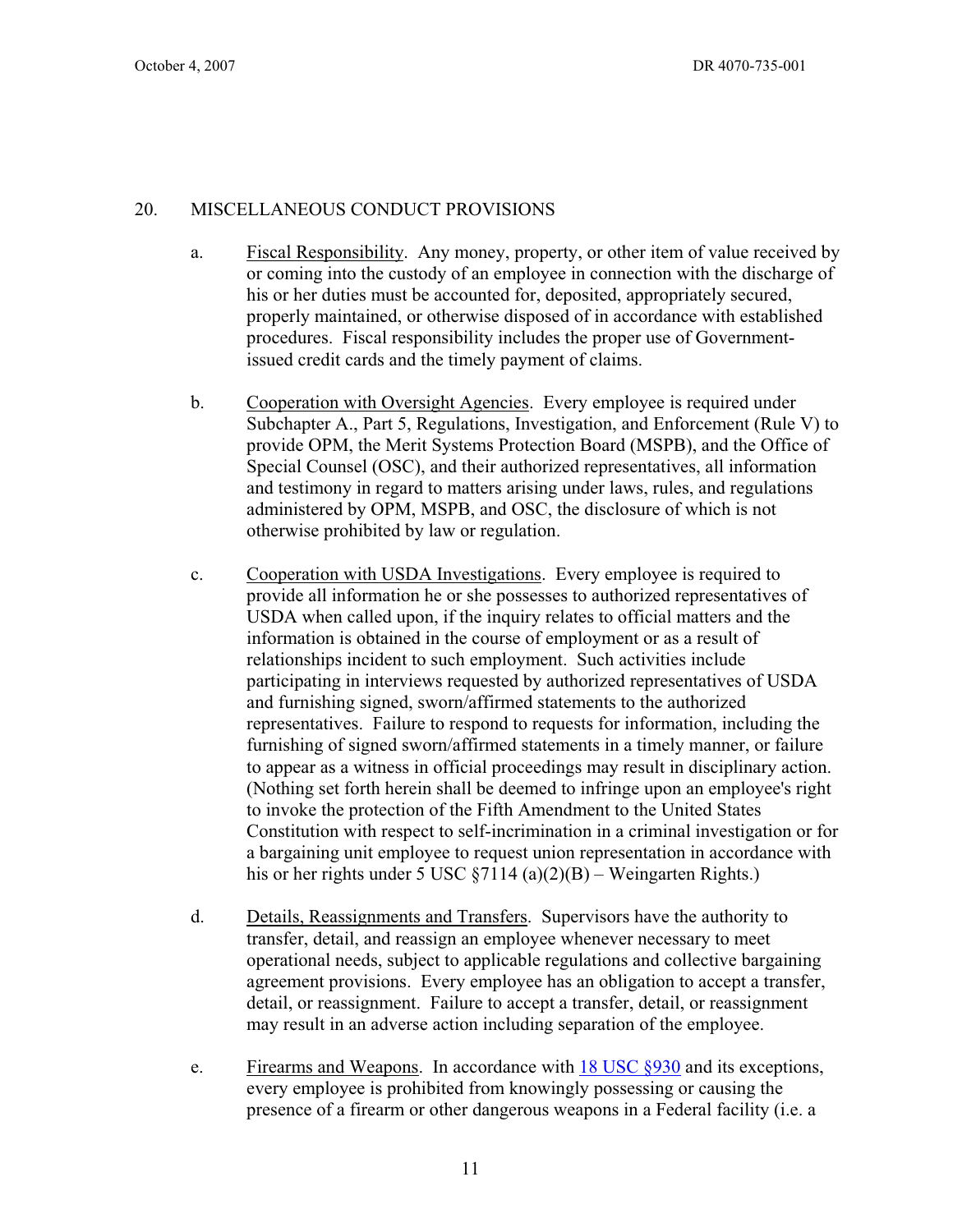20. MISCELLANEOUS CONDUCT PROVISIONS

a. Fiscal Responsibility. Any money, property, or other item of value received by or coming into the custody of an employee in connection with the discharge of his or her duties must be accounted for, deposited, appropriately secured, properly maintained, or otherwise disposed of in accordance with established procedures. Fiscal responsibility includes the proper use of Government-issued credit cards and the timely payment of claims.

b. Cooperation with Oversight Agencies. Every employee is required under Subchapter A., Part 5, Regulations, Investigation, and Enforcement (Rule V) to provide OPM, the Merit Systems Protection Board (MSPB), and the Office of Special Counsel (OSC), and their authorized representatives, all information and testimony in regard to matters arising under laws, rules, and regulations administered by OPM, MSPB, and OSC, the disclosure of which is not otherwise prohibited by law or regulation.

c. Cooperation with USDA Investigations. Every employee is required to provide all information he or she possesses to authorized representatives of USDA when called upon, if the inquiry relates to official matters and the information is obtained in the course of employment or as a result of relationships incident to such employment. Such activities include participating in interviews requested by authorized representatives of USDA and furnishing signed, sworn/affirmed statements to the authorized representatives. Failure to respond to requests for information, including the furnishing of signed sworn/affirmed statements in a timely manner, or failure to appear as a witness in official proceedings may result in disciplinary action. (Nothing set forth herein shall be deemed to infringe upon an employee's right to invoke the protection of the Fifth Amendment to the United States Constitution with respect to self-incrimination in a criminal investigation or for a bargaining unit employee to request union representation in accordance with his or her rights under 5 USC §7114 (a)(2)(B) – Weingarten Rights.)

d. Details, Reassignments and Transfers. Supervisors have the authority to transfer, detail, and reassign an employee whenever necessary to meet operational needs, subject to applicable regulations and collective bargaining agreement provisions. Every employee has an obligation to accept a transfer, detail, or reassignment. Failure to accept a transfer, detail, or reassignment may result in an adverse action including separation of the employee.

e. Firearms and Weapons. In accordance with 18 USC §930 and its exceptions, every employee is prohibited from knowingly possessing or causing the presence of a firearm or other dangerous weapons in a Federal facility (i.e. a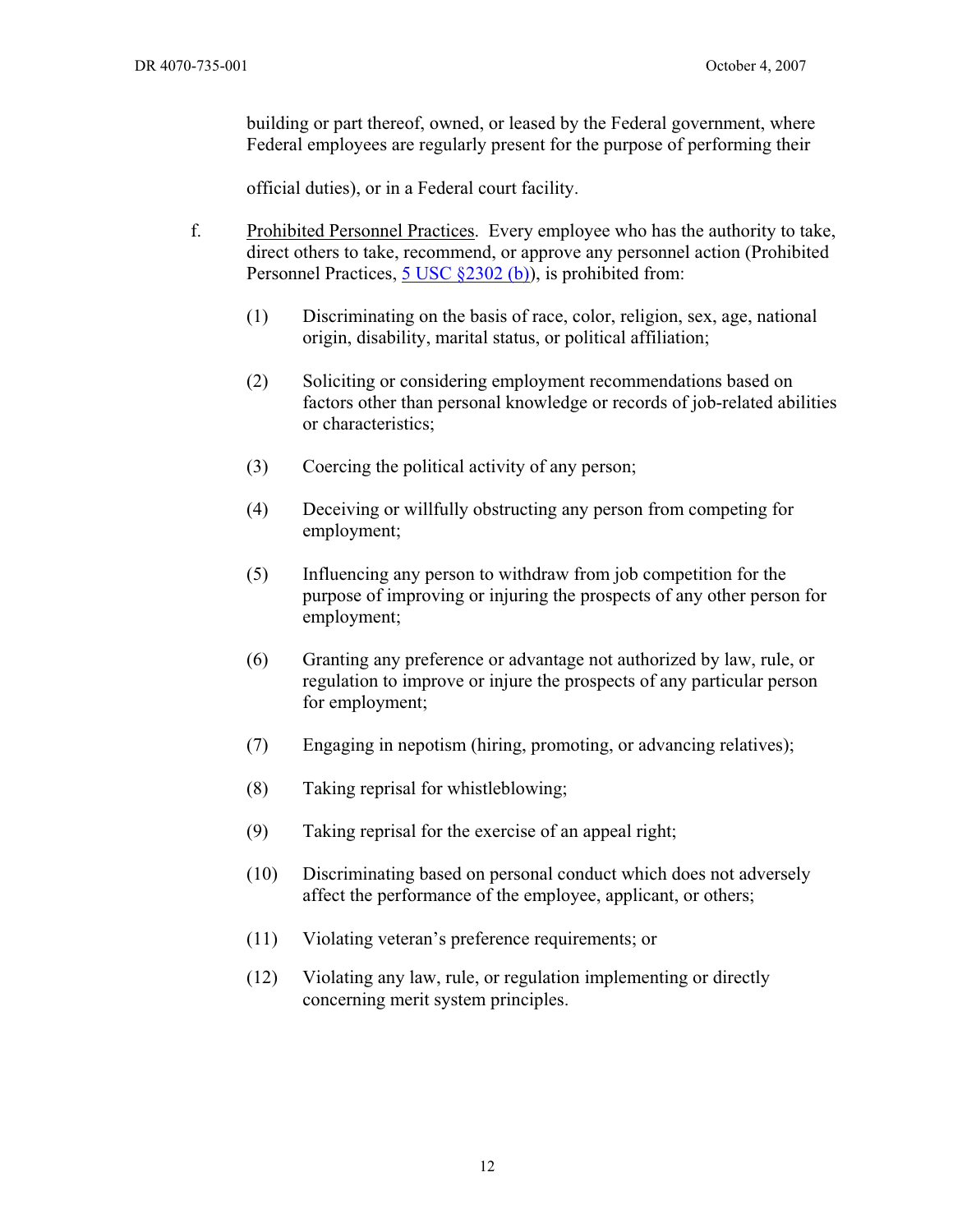building or part thereof, owned, or leased by the Federal government, where Federal employees are regularly present for the purpose of performing their official duties), or in a Federal court facility.

f. Prohibited Personnel Practices. Every employee who has the authority to take, direct others to take, recommend, or approve any personnel action (Prohibited Personnel Practices, [5 USC §2302 (b)]), is prohibited from:

(1) Discriminating on the basis of race, color, religion, sex, age, national origin, disability, marital status, or political affiliation;

(2) Soliciting or considering employment recommendations based on factors other than personal knowledge or records of job-related abilities or characteristics;

(3) Coercing the political activity of any person;

(4) Deceiving or willfully obstructing any person from competing for employment;

(5) Influencing any person to withdraw from job competition for the purpose of improving or injuring the prospects of any other person for employment;

(6) Granting any preference or advantage not authorized by law, rule, or regulation to improve or injure the prospects of any particular person for employment;

(7) Engaging in nepotism (hiring, promoting, or advancing relatives);

(8) Taking reprisal for whistleblowing;

(9) Taking reprisal for the exercise of an appeal right;

(10) Discriminating based on personal conduct which does not adversely affect the performance of the employee, applicant, or others;

(11) Violating veteran's preference requirements; or

(12) Violating any law, rule, or regulation implementing or directly concerning merit system principles.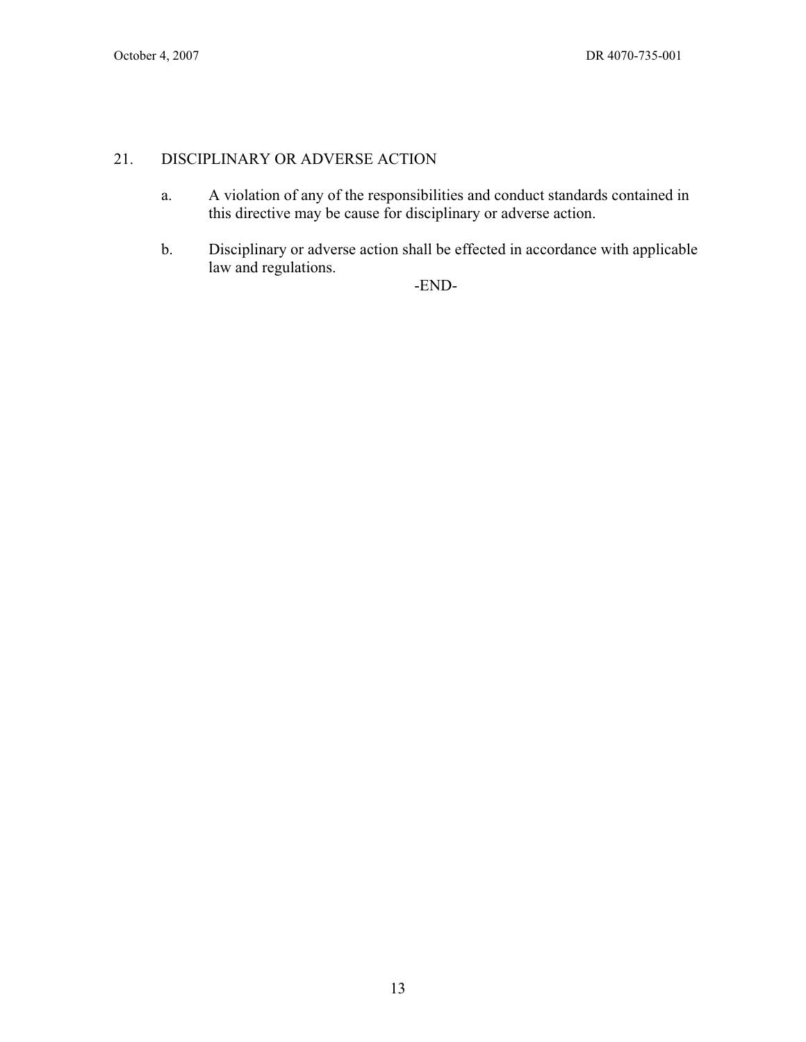## 21. DISCIPLINARY OR ADVERSE ACTION

a. A violation of any of the responsibilities and conduct standards contained in this directive may be cause for disciplinary or adverse action.

b. Disciplinary or adverse action shall be effected in accordance with applicable law and regulations.

-END-